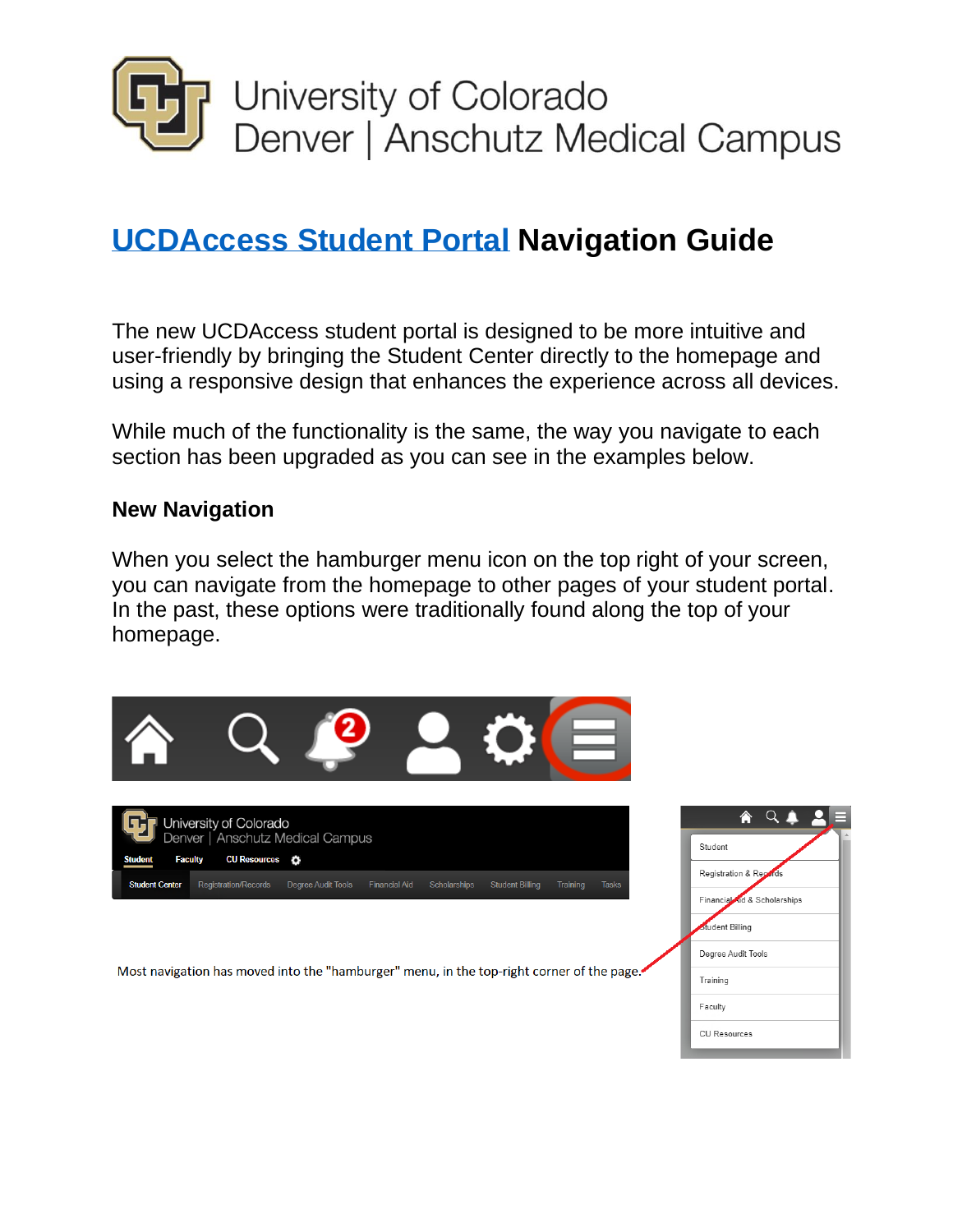University of Colorado
Denver | Anschutz Medical Campus

# UCDAccess Student Portal Navigation Guide

The new UCDAccess student portal is designed to be more intuitive and user-friendly by bringing the Student Center directly to the homepage and using a responsive design that enhances the experience across all devices.

While much of the functionality is the same, the way you navigate to each section has been upgraded as you can see in the examples below.

## New Navigation

When you select the hamburger menu icon on the top right of your screen, you can navigate from the homepage to other pages of your student portal. In the past, these options were traditionally found along the top of your homepage.

Most navigation has moved into the "hamburger" menu, in the top-right corner of the page.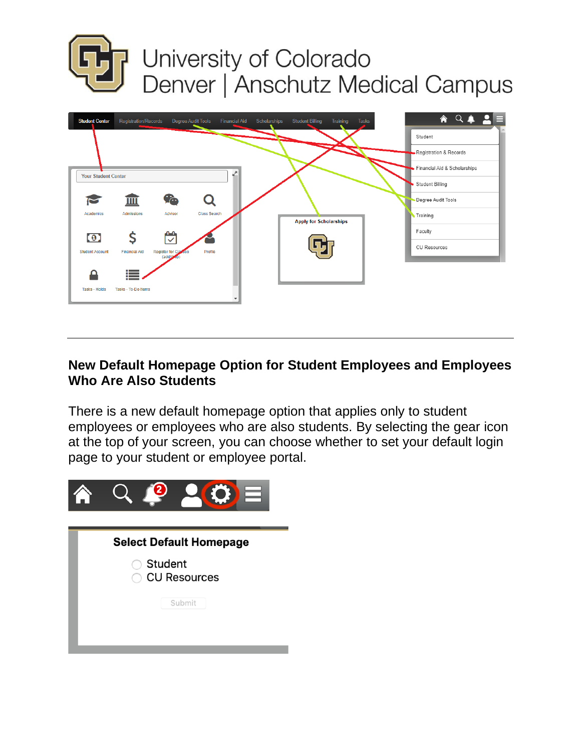## New Default Homepage Option for Student Employees and Employees Who Are Also Students

There is a new default homepage option that applies only to student employees or employees who are also students. By selecting the gear icon at the top of your screen, you can choose whether to set your default login page to your student or employee portal.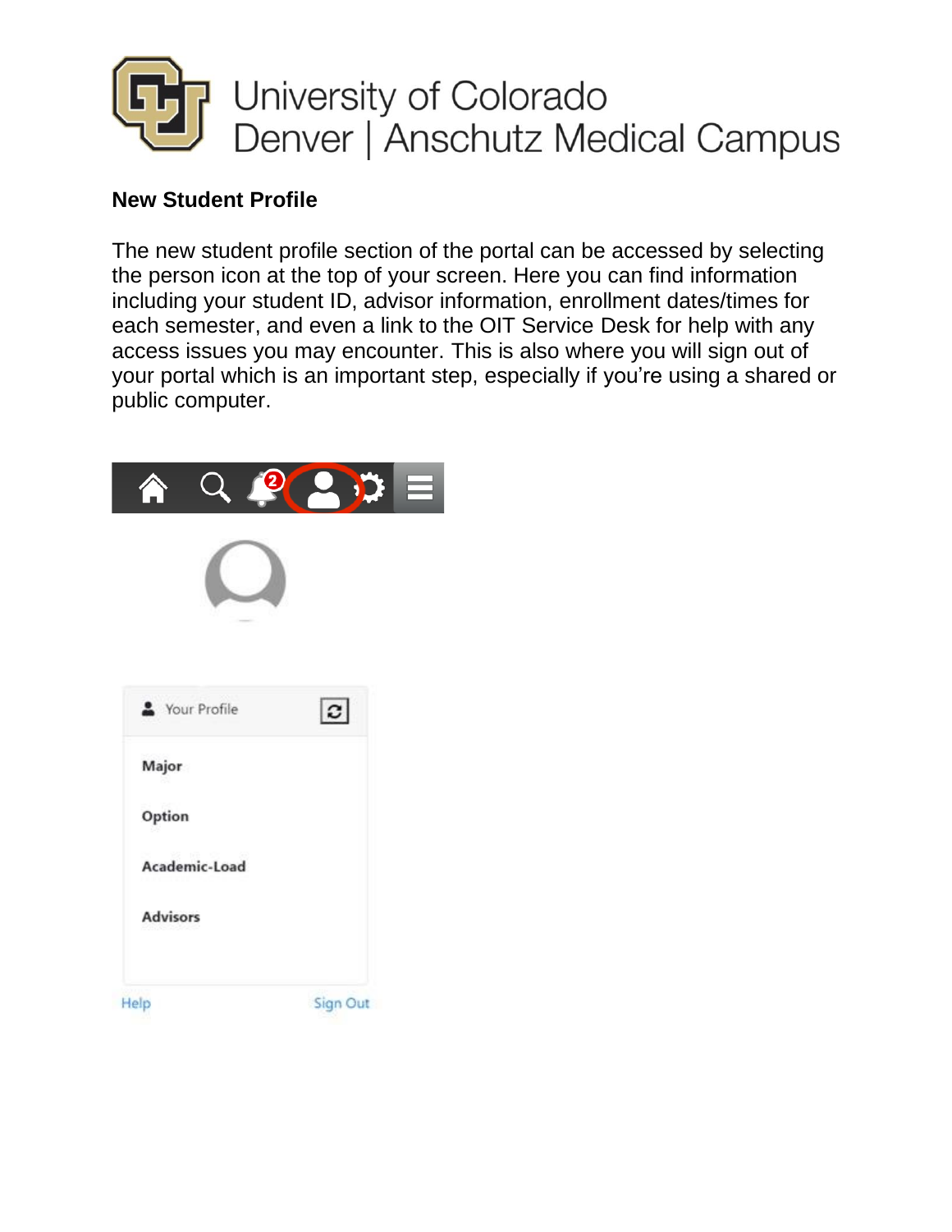University of Colorado
Denver | Anschutz Medical Campus

## New Student Profile

The new student profile section of the portal can be accessed by selecting the person icon at the top of your screen. Here you can find information including your student ID, advisor information, enrollment dates/times for each semester, and even a link to the OIT Service Desk for help with any access issues you may encounter. This is also where you will sign out of your portal which is an important step, especially if you're using a shared or public computer.

Your Profile

Major

Option

Academic-Load

Advisors

Help

Sign Out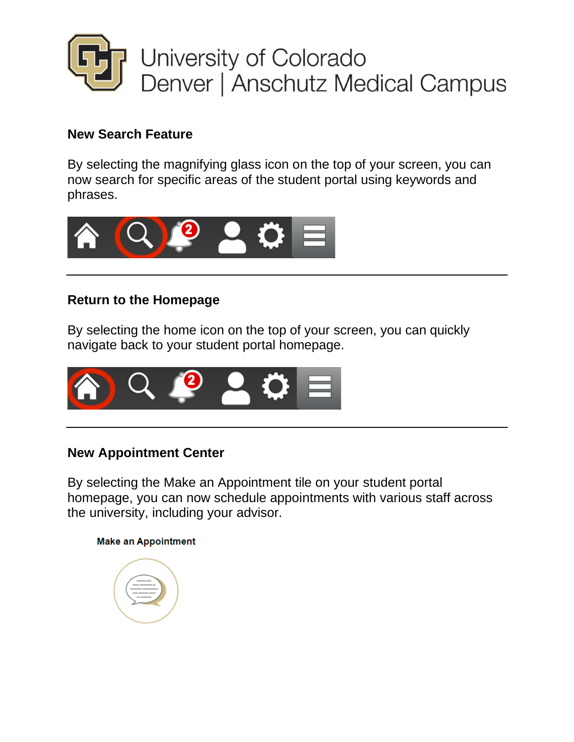University of Colorado
Denver | Anschutz Medical Campus

### New Search Feature

By selecting the magnifying glass icon on the top of your screen, you can now search for specific areas of the student portal using keywords and phrases.

---

### Return to the Homepage

By selecting the home icon on the top of your screen, you can quickly navigate back to your student portal homepage.

---

### New Appointment Center

By selecting the Make an Appointment tile on your student portal homepage, you can now schedule appointments with various staff across the university, including your advisor.

**Make an Appointment**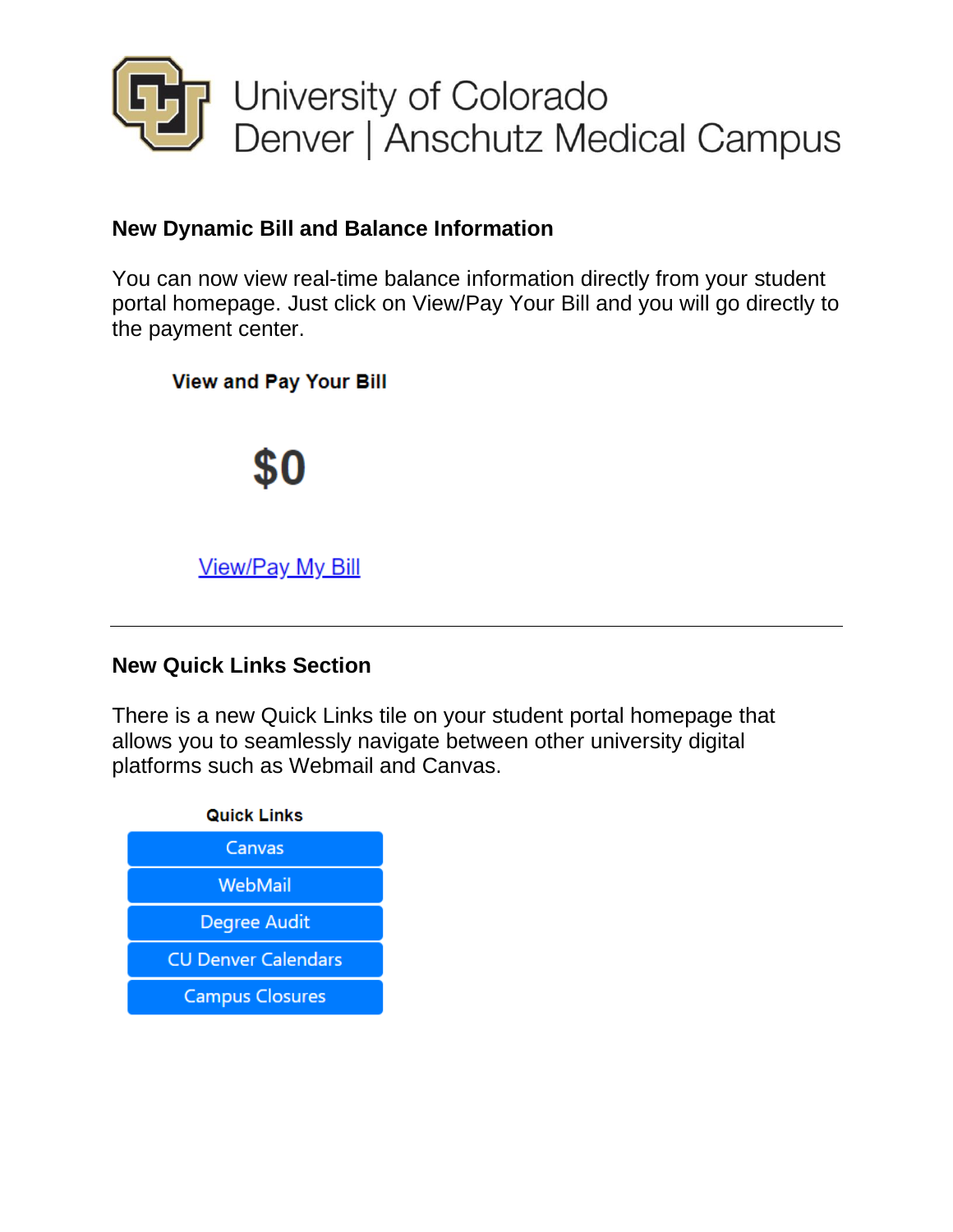University of Colorado
Denver | Anschutz Medical Campus

**New Dynamic Bill and Balance Information**

You can now view real-time balance information directly from your student portal homepage. Just click on View/Pay Your Bill and you will go directly to the payment center.

**View and Pay Your Bill**

**$0**

View/Pay My Bill

---

**New Quick Links Section**

There is a new Quick Links tile on your student portal homepage that allows you to seamlessly navigate between other university digital platforms such as Webmail and Canvas.

**Quick Links**

- Canvas
- WebMail
- Degree Audit
- CU Denver Calendars
- Campus Closures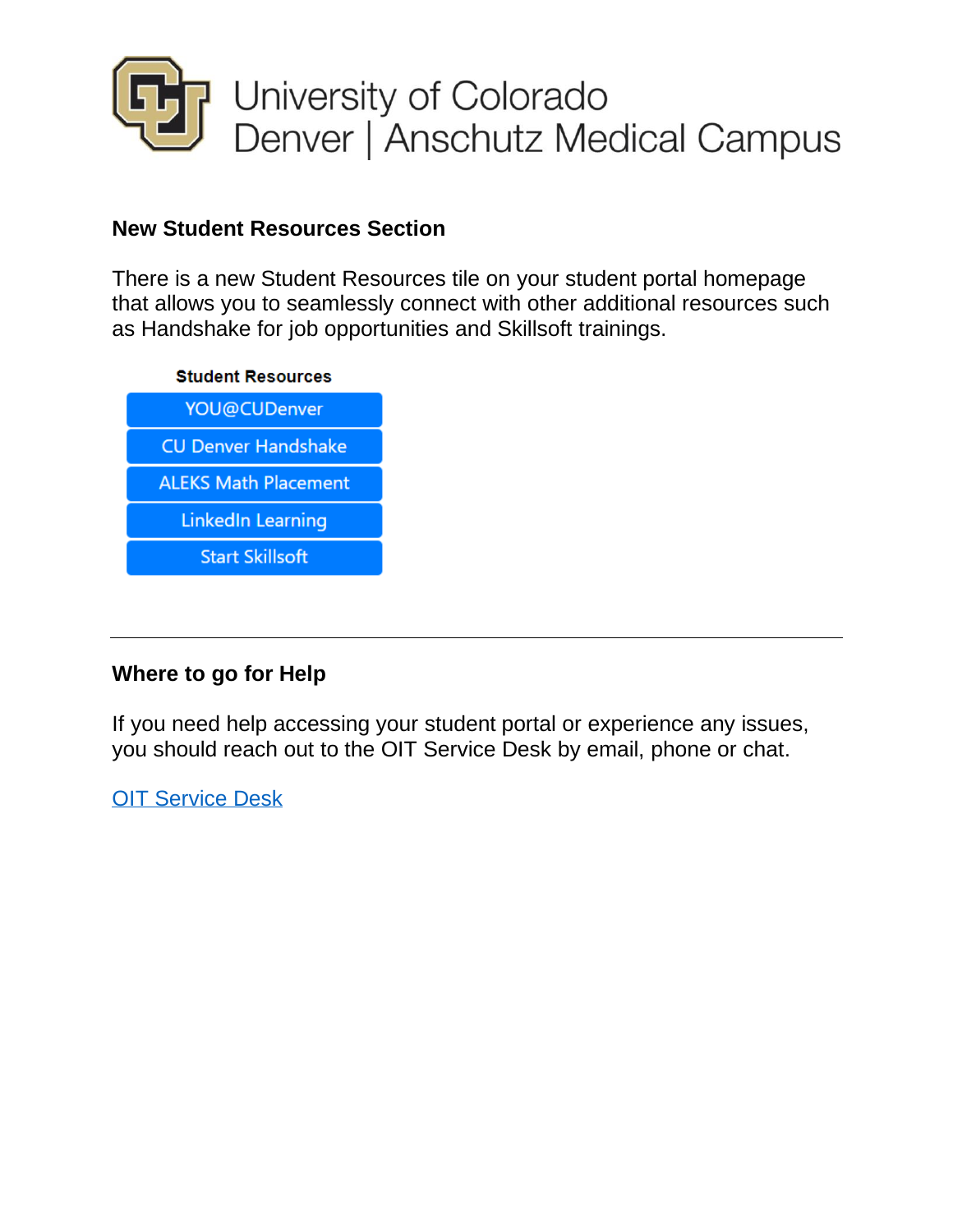University of Colorado
Denver | Anschutz Medical Campus

### New Student Resources Section

There is a new Student Resources tile on your student portal homepage that allows you to seamlessly connect with other additional resources such as Handshake for job opportunities and Skillsoft trainings.

**Student Resources**

- YOU@CUDenver
- CU Denver Handshake
- ALEKS Math Placement
- LinkedIn Learning
- Start Skillsoft

---

### Where to go for Help

If you need help accessing your student portal or experience any issues, you should reach out to the OIT Service Desk by email, phone or chat.

OIT Service Desk